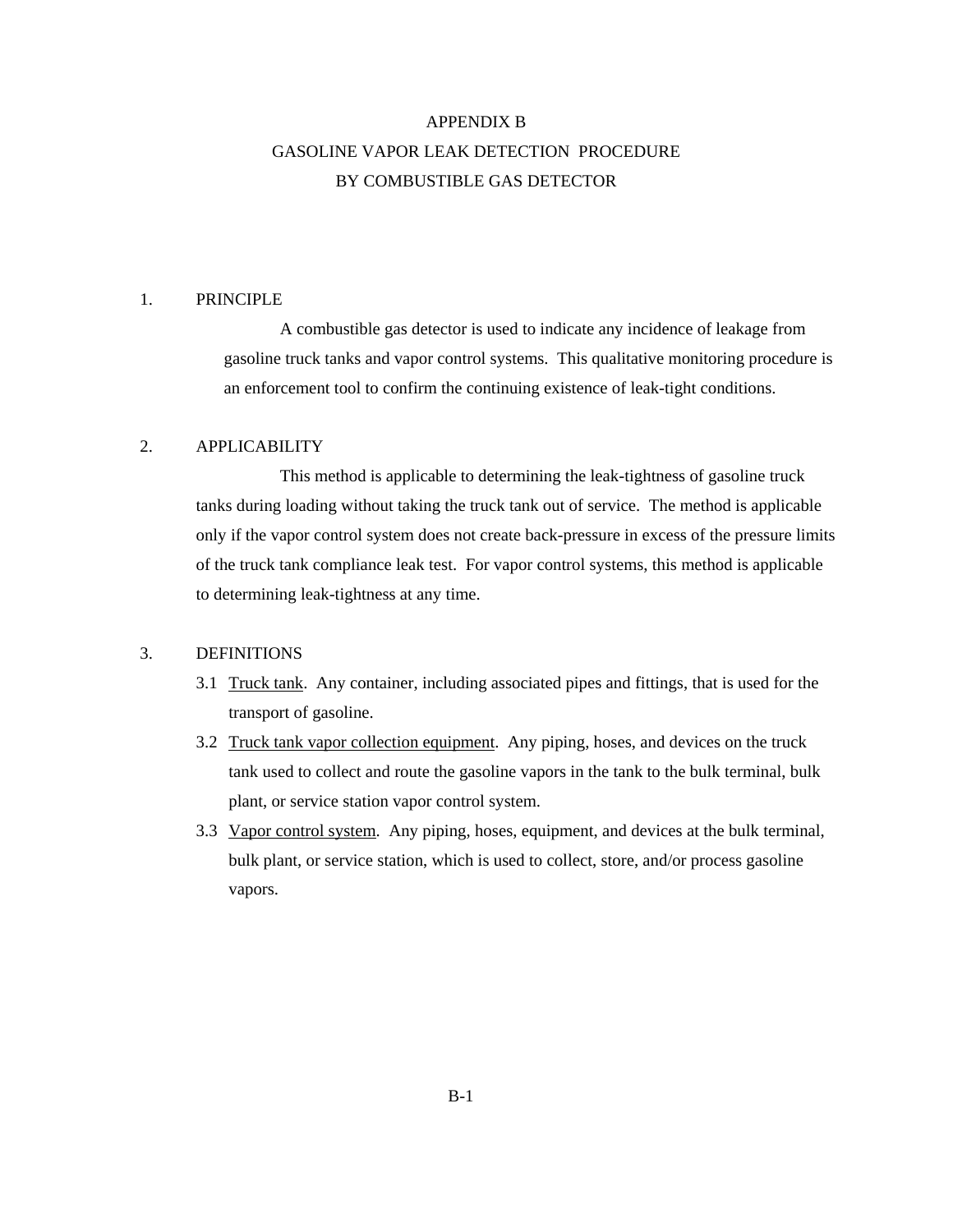# APPENDIX B
# GASOLINE VAPOR LEAK DETECTION PROCEDURE BY COMBUSTIBLE GAS DETECTOR

## 1. PRINCIPLE

A combustible gas detector is used to indicate any incidence of leakage from gasoline truck tanks and vapor control systems. This qualitative monitoring procedure is an enforcement tool to confirm the continuing existence of leak-tight conditions.

## 2. APPLICABILITY

This method is applicable to determining the leak-tightness of gasoline truck tanks during loading without taking the truck tank out of service. The method is applicable only if the vapor control system does not create back-pressure in excess of the pressure limits of the truck tank compliance leak test. For vapor control systems, this method is applicable to determining leak-tightness at any time.

## 3. DEFINITIONS

3.1 Truck tank. Any container, including associated pipes and fittings, that is used for the transport of gasoline.

3.2 Truck tank vapor collection equipment. Any piping, hoses, and devices on the truck tank used to collect and route the gasoline vapors in the tank to the bulk terminal, bulk plant, or service station vapor control system.

3.3 Vapor control system. Any piping, hoses, equipment, and devices at the bulk terminal, bulk plant, or service station, which is used to collect, store, and/or process gasoline vapors.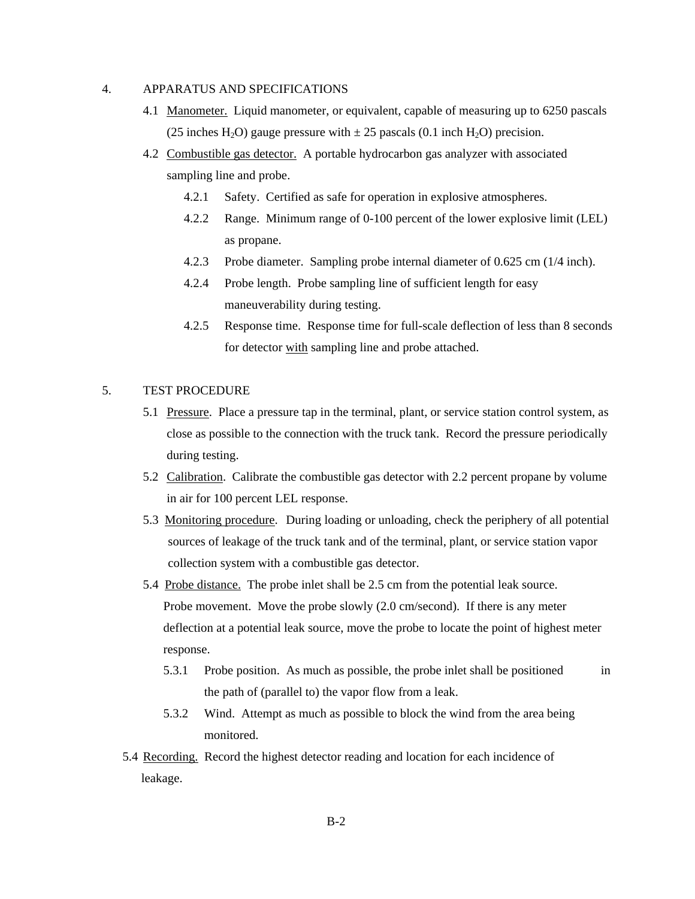4. APPARATUS AND SPECIFICATIONS

4.1 Manometer. Liquid manometer, or equivalent, capable of measuring up to 6250 pascals (25 inches $H_2O$) gauge pressure with ± 25 pascals (0.1 inch $H_2O$) precision.

4.2 Combustible gas detector. A portable hydrocarbon gas analyzer with associated sampling line and probe.

4.2.1 Safety. Certified as safe for operation in explosive atmospheres.

4.2.2 Range. Minimum range of 0-100 percent of the lower explosive limit (LEL) as propane.

4.2.3 Probe diameter. Sampling probe internal diameter of 0.625 cm (1/4 inch).

4.2.4 Probe length. Probe sampling line of sufficient length for easy maneuverability during testing.

4.2.5 Response time. Response time for full-scale deflection of less than 8 seconds for detector with sampling line and probe attached.

5. TEST PROCEDURE

5.1 Pressure. Place a pressure tap in the terminal, plant, or service station control system, as close as possible to the connection with the truck tank. Record the pressure periodically during testing.

5.2 Calibration. Calibrate the combustible gas detector with 2.2 percent propane by volume in air for 100 percent LEL response.

5.3 Monitoring procedure. During loading or unloading, check the periphery of all potential sources of leakage of the truck tank and of the terminal, plant, or service station vapor collection system with a combustible gas detector.

5.4 Probe distance. The probe inlet shall be 2.5 cm from the potential leak source.

Probe movement. Move the probe slowly (2.0 cm/second). If there is any meter deflection at a potential leak source, move the probe to locate the point of highest meter response.

5.3.1 Probe position. As much as possible, the probe inlet shall be positioned in the path of (parallel to) the vapor flow from a leak.

5.3.2 Wind. Attempt as much as possible to block the wind from the area being monitored.

5.4 Recording. Record the highest detector reading and location for each incidence of leakage.